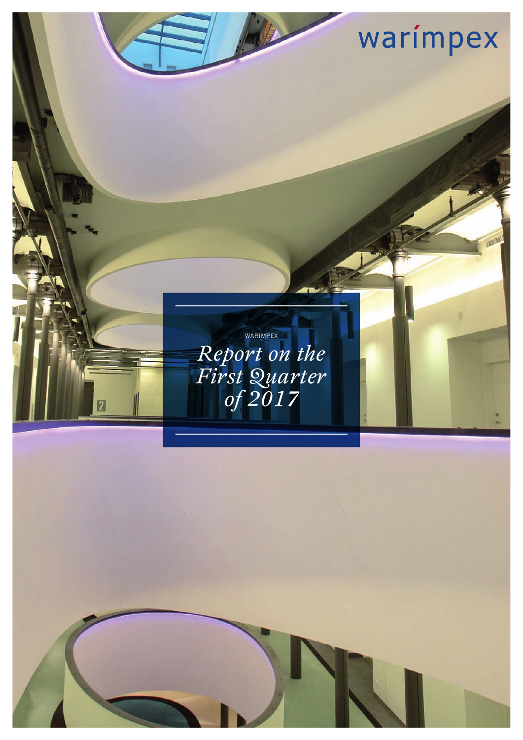warimpex

WARIMPEX

# *Report on the First Quarter of 2017*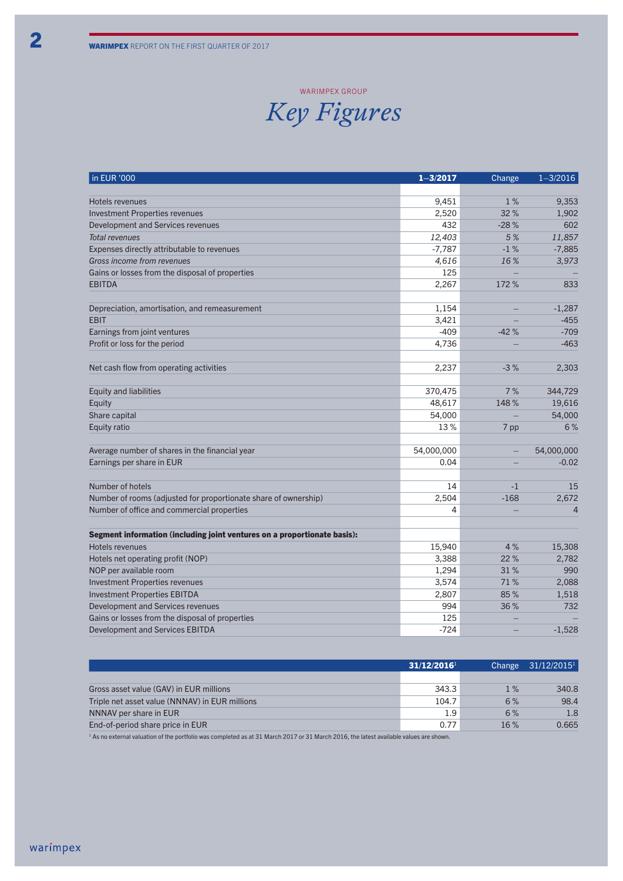WARIMPEX GROUP

# *Key Figures*

| in EUR '000 | 1–3/2017 | Change | 1–3/2016 |
|---|---|---|---|
| Hotels revenues | 9,451 | 1 % | 9,353 |
| Investment Properties revenues | 2,520 | 32 % | 1,902 |
| Development and Services revenues | 432 | -28 % | 602 |
| *Total revenues* | *12,403* | *5 %* | *11,857* |
| Expenses directly attributable to revenues | -7,787 | -1 % | -7,885 |
| *Gross income from revenues* | *4,616* | *16 %* | *3,973* |
| Gains or losses from the disposal of properties | 125 | – | – |
| EBITDA | 2,267 | 172 % | 833 |
| | | | |
| Depreciation, amortisation, and remeasurement | 1,154 | – | -1,287 |
| EBIT | 3,421 | – | -455 |
| Earnings from joint ventures | -409 | -42 % | -709 |
| Profit or loss for the period | 4,736 | – | -463 |
| | | | |
| Net cash flow from operating activities | 2,237 | -3 % | 2,303 |
| | | | |
| Equity and liabilities | 370,475 | 7 % | 344,729 |
| Equity | 48,617 | 148 % | 19,616 |
| Share capital | 54,000 | – | 54,000 |
| Equity ratio | 13 % | 7 pp | 6 % |
| | | | |
| Average number of shares in the financial year | 54,000,000 | – | 54,000,000 |
| Earnings per share in EUR | 0.04 | – | -0.02 |
| | | | |
| Number of hotels | 14 | -1 | 15 |
| Number of rooms (adjusted for proportionate share of ownership) | 2,504 | -168 | 2,672 |
| Number of office and commercial properties | 4 | – | 4 |
| | | | |
| **Segment information (including joint ventures on a proportionate basis):** | | | |
| Hotels revenues | 15,940 | 4 % | 15,308 |
| Hotels net operating profit (NOP) | 3,388 | 22 % | 2,782 |
| NOP per available room | 1,294 | 31 % | 990 |
| Investment Properties revenues | 3,574 | 71 % | 2,088 |
| Investment Properties EBITDA | 2,807 | 85 % | 1,518 |
| Development and Services revenues | 994 | 36 % | 732 |
| Gains or losses from the disposal of properties | 125 | – | – |
| Development and Services EBITDA | -724 | – | -1,528 |

| | 31/12/2016[1] | Change | 31/12/2015[1] |
|---|---|---|---|
| Gross asset value (GAV) in EUR millions | 343.3 | 1 % | 340.8 |
| Triple net asset value (NNNAV) in EUR millions | 104.7 | 6 % | 98.4 |
| NNNAV per share in EUR | 1.9 | 6 % | 1.8 |
| End-of-period share price in EUR | 0.77 | 16 % | 0.665 |

[1] As no external valuation of the portfolio was completed as at 31 March 2017 or 31 March 2016, the latest available values are shown.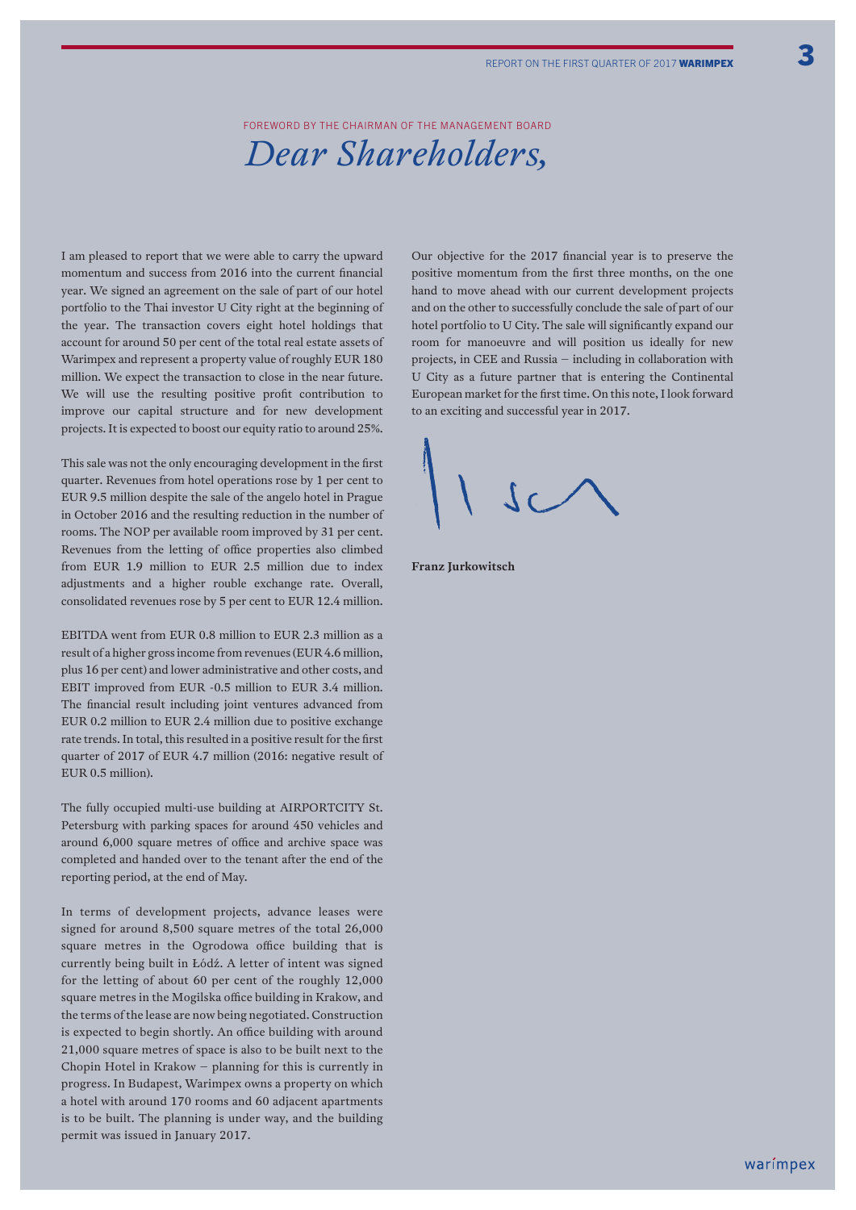FOREWORD BY THE CHAIRMAN OF THE MANAGEMENT BOARD

# *Dear Shareholders,*

I am pleased to report that we were able to carry the upward momentum and success from 2016 into the current financial year. We signed an agreement on the sale of part of our hotel portfolio to the Thai investor U City right at the beginning of the year. The transaction covers eight hotel holdings that account for around 50 per cent of the total real estate assets of Warimpex and represent a property value of roughly EUR 180 million. We expect the transaction to close in the near future. We will use the resulting positive profit contribution to improve our capital structure and for new development projects. It is expected to boost our equity ratio to around 25%.

This sale was not the only encouraging development in the first quarter. Revenues from hotel operations rose by 1 per cent to EUR 9.5 million despite the sale of the angelo hotel in Prague in October 2016 and the resulting reduction in the number of rooms. The NOP per available room improved by 31 per cent. Revenues from the letting of office properties also climbed from EUR 1.9 million to EUR 2.5 million due to index adjustments and a higher rouble exchange rate. Overall, consolidated revenues rose by 5 per cent to EUR 12.4 million.

EBITDA went from EUR 0.8 million to EUR 2.3 million as a result of a higher gross income from revenues (EUR 4.6 million, plus 16 per cent) and lower administrative and other costs, and EBIT improved from EUR -0.5 million to EUR 3.4 million. The financial result including joint ventures advanced from EUR 0.2 million to EUR 2.4 million due to positive exchange rate trends. In total, this resulted in a positive result for the first quarter of 2017 of EUR 4.7 million (2016: negative result of EUR 0.5 million).

The fully occupied multi-use building at AIRPORTCITY St. Petersburg with parking spaces for around 450 vehicles and around 6,000 square metres of office and archive space was completed and handed over to the tenant after the end of the reporting period, at the end of May.

In terms of development projects, advance leases were signed for around 8,500 square metres of the total 26,000 square metres in the Ogrodowa office building that is currently being built in Łódź. A letter of intent was signed for the letting of about 60 per cent of the roughly 12,000 square metres in the Mogilska office building in Krakow, and the terms of the lease are now being negotiated. Construction is expected to begin shortly. An office building with around 21,000 square metres of space is also to be built next to the Chopin Hotel in Krakow – planning for this is currently in progress. In Budapest, Warimpex owns a property on which a hotel with around 170 rooms and 60 adjacent apartments is to be built. The planning is under way, and the building permit was issued in January 2017.

Our objective for the 2017 financial year is to preserve the positive momentum from the first three months, on the one hand to move ahead with our current development projects and on the other to successfully conclude the sale of part of our hotel portfolio to U City. The sale will significantly expand our room for manoeuvre and will position us ideally for new projects, in CEE and Russia – including in collaboration with U City as a future partner that is entering the Continental European market for the first time. On this note, I look forward to an exciting and successful year in 2017.

**Franz Jurkowitsch**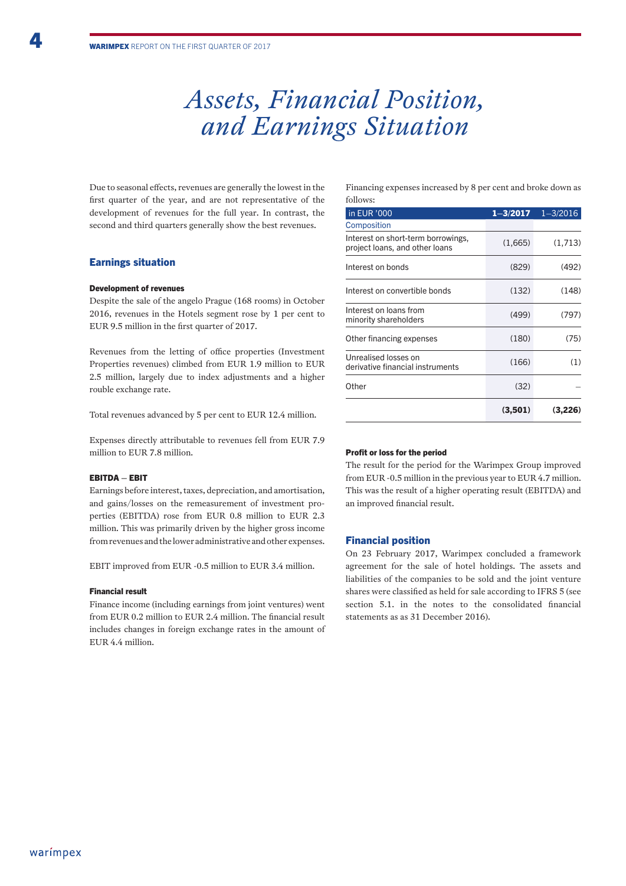# Assets, Financial Position, and Earnings Situation

Due to seasonal effects, revenues are generally the lowest in the first quarter of the year, and are not representative of the development of revenues for the full year. In contrast, the second and third quarters generally show the best revenues.

## Earnings situation

### Development of revenues

Despite the sale of the angelo Prague (168 rooms) in October 2016, revenues in the Hotels segment rose by 1 per cent to EUR 9.5 million in the first quarter of 2017.

Revenues from the letting of office properties (Investment Properties revenues) climbed from EUR 1.9 million to EUR 2.5 million, largely due to index adjustments and a higher rouble exchange rate.

Total revenues advanced by 5 per cent to EUR 12.4 million.

Expenses directly attributable to revenues fell from EUR 7.9 million to EUR 7.8 million.

### EBITDA – EBIT

Earnings before interest, taxes, depreciation, and amortisation, and gains/losses on the remeasurement of investment properties (EBITDA) rose from EUR 0.8 million to EUR 2.3 million. This was primarily driven by the higher gross income from revenues and the lower administrative and other expenses.

EBIT improved from EUR -0.5 million to EUR 3.4 million.

### Financial result

Finance income (including earnings from joint ventures) went from EUR 0.2 million to EUR 2.4 million. The financial result includes changes in foreign exchange rates in the amount of EUR 4.4 million.

Financing expenses increased by 8 per cent and broke down as follows:

| in EUR '000 | 1–3/2017 | 1–3/2016 |
|---|---|---|
| Composition | | |
| Interest on short-term borrowings, project loans, and other loans | (1,665) | (1,713) |
| Interest on bonds | (829) | (492) |
| Interest on convertible bonds | (132) | (148) |
| Interest on loans from minority shareholders | (499) | (797) |
| Other financing expenses | (180) | (75) |
| Unrealised losses on derivative financial instruments | (166) | (1) |
| Other | (32) | – |
| | **(3,501)** | **(3,226)** |

### Profit or loss for the period

The result for the period for the Warimpex Group improved from EUR -0.5 million in the previous year to EUR 4.7 million. This was the result of a higher operating result (EBITDA) and an improved financial result.

## Financial position

On 23 February 2017, Warimpex concluded a framework agreement for the sale of hotel holdings. The assets and liabilities of the companies to be sold and the joint venture shares were classified as held for sale according to IFRS 5 (see section 5.1. in the notes to the consolidated financial statements as as 31 December 2016).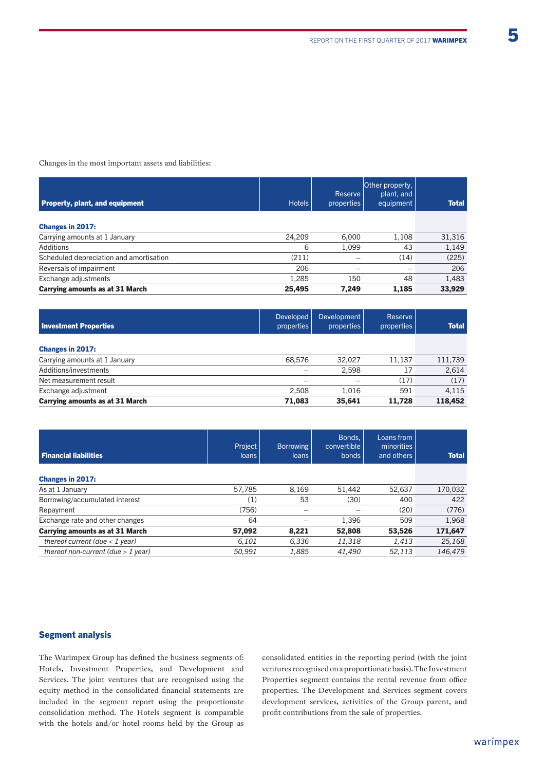Changes in the most important assets and liabilities:

| **Property, plant, and equipment** | Hotels | Reserve properties | Other property, plant, and equipment | **Total** |
|---|---|---|---|---|
| **Changes in 2017:** | | | | |
| Carrying amounts at 1 January | 24,209 | 6,000 | 1,108 | 31,316 |
| Additions | 6 | 1,099 | 43 | 1,149 |
| Scheduled depreciation and amortisation | (211) | – | (14) | (225) |
| Reversals of impairment | 206 | – | – | 206 |
| Exchange adjustments | 1,285 | 150 | 48 | 1,483 |
| **Carrying amounts as at 31 March** | **25,495** | **7,249** | **1,185** | **33,929** |

| **Investment Properties** | Developed properties | Development properties | Reserve properties | **Total** |
|---|---|---|---|---|
| **Changes in 2017:** | | | | |
| Carrying amounts at 1 January | 68,576 | 32,027 | 11,137 | 111,739 |
| Additions/investments | – | 2,598 | 17 | 2,614 |
| Net measurement result | – | – | (17) | (17) |
| Exchange adjustment | 2,508 | 1,016 | 591 | 4,115 |
| **Carrying amounts as at 31 March** | **71,083** | **35,641** | **11,728** | **118,452** |

| **Financial liabilities** | Project loans | Borrowing loans | Bonds, convertible bonds | Loans from minorities and others | **Total** |
|---|---|---|---|---|---|
| **Changes in 2017:** | | | | | |
| As at 1 January | 57,785 | 8,169 | 51,442 | 52,637 | 170,032 |
| Borrowing/accumulated interest | (1) | 53 | (30) | 400 | 422 |
| Repayment | (756) | – | – | (20) | (776) |
| Exchange rate and other changes | 64 | – | 1,396 | 509 | 1,968 |
| **Carrying amounts as at 31 March** | **57,092** | **8,221** | **52,808** | **53,526** | **171,647** |
| *thereof current (due < 1 year)* | *6,101* | *6,336* | *11,318* | *1,413* | *25,168* |
| *thereof non-current (due > 1 year)* | *50,991* | *1,885* | *41,490* | *52,113* | *146,479* |

## Segment analysis

The Warimpex Group has defined the business segments of: Hotels, Investment Properties, and Development and Services. The joint ventures that are recognised using the equity method in the consolidated financial statements are included in the segment report using the proportionate consolidation method. The Hotels segment is comparable with the hotels and/or hotel rooms held by the Group as consolidated entities in the reporting period (with the joint ventures recognised on a proportionate basis). The Investment Properties segment contains the rental revenue from office properties. The Development and Services segment covers development services, activities of the Group parent, and profit contributions from the sale of properties.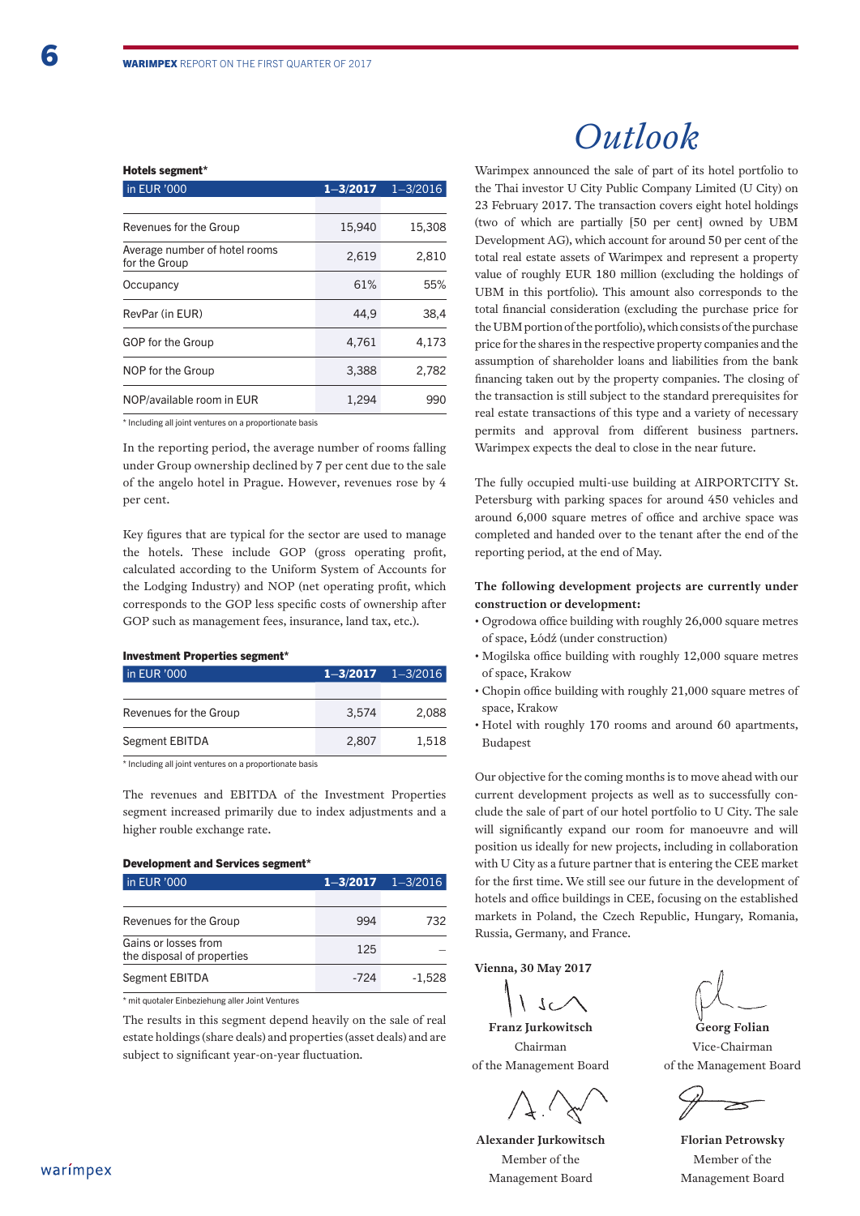**Hotels segment***

| in EUR '000 | 1–3/2017 | 1–3/2016 |
|---|---|---|
| Revenues for the Group | 15,940 | 15,308 |
| Average number of hotel rooms for the Group | 2,619 | 2,810 |
| Occupancy | 61% | 55% |
| RevPar (in EUR) | 44,9 | 38,4 |
| GOP for the Group | 4,761 | 4,173 |
| NOP for the Group | 3,388 | 2,782 |
| NOP/available room in EUR | 1,294 | 990 |

* Including all joint ventures on a proportionate basis

In the reporting period, the average number of rooms falling under Group ownership declined by 7 per cent due to the sale of the angelo hotel in Prague. However, revenues rose by 4 per cent.

Key figures that are typical for the sector are used to manage the hotels. These include GOP (gross operating profit, calculated according to the Uniform System of Accounts for the Lodging Industry) and NOP (net operating profit, which corresponds to the GOP less specific costs of ownership after GOP such as management fees, insurance, land tax, etc.).

**Investment Properties segment***

| in EUR '000 | 1–3/2017 | 1–3/2016 |
|---|---|---|
| Revenues for the Group | 3,574 | 2,088 |
| Segment EBITDA | 2,807 | 1,518 |

* Including all joint ventures on a proportionate basis

The revenues and EBITDA of the Investment Properties segment increased primarily due to index adjustments and a higher rouble exchange rate.

**Development and Services segment***

| in EUR '000 | 1–3/2017 | 1–3/2016 |
|---|---|---|
| Revenues for the Group | 994 | 732 |
| Gains or losses from the disposal of properties | 125 | – |
| Segment EBITDA | -724 | -1,528 |

* mit quotaler Einbeziehung aller Joint Ventures

The results in this segment depend heavily on the sale of real estate holdings (share deals) and properties (asset deals) and are subject to significant year-on-year fluctuation.

# *Outlook*

Warimpex announced the sale of part of its hotel portfolio to the Thai investor U City Public Company Limited (U City) on 23 February 2017. The transaction covers eight hotel holdings (two of which are partially [50 per cent] owned by UBM Development AG), which account for around 50 per cent of the total real estate assets of Warimpex and represent a property value of roughly EUR 180 million (excluding the holdings of UBM in this portfolio). This amount also corresponds to the total financial consideration (excluding the purchase price for the UBM portion of the portfolio), which consists of the purchase price for the shares in the respective property companies and the assumption of shareholder loans and liabilities from the bank financing taken out by the property companies. The closing of the transaction is still subject to the standard prerequisites for real estate transactions of this type and a variety of necessary permits and approval from different business partners. Warimpex expects the deal to close in the near future.

The fully occupied multi-use building at AIRPORTCITY St. Petersburg with parking spaces for around 450 vehicles and around 6,000 square metres of office and archive space was completed and handed over to the tenant after the end of the reporting period, at the end of May.

**The following development projects are currently under construction or development:**

- Ogrodowa office building with roughly 26,000 square metres of space, Łódź (under construction)
- Mogilska office building with roughly 12,000 square metres of space, Krakow
- Chopin office building with roughly 21,000 square metres of space, Krakow
- Hotel with roughly 170 rooms and around 60 apartments, Budapest

Our objective for the coming months is to move ahead with our current development projects as well as to successfully conclude the sale of part of our hotel portfolio to U City. The sale will significantly expand our room for manoeuvre and will position us ideally for new projects, including in collaboration with U City as a future partner that is entering the CEE market for the first time. We still see our future in the development of hotels and office buildings in CEE, focusing on the established markets in Poland, the Czech Republic, Hungary, Romania, Russia, Germany, and France.

**Vienna, 30 May 2017**

**Franz Jurkowitsch**
Chairman
of the Management Board

**Georg Folian**
Vice-Chairman
of the Management Board

**Alexander Jurkowitsch**
Member of the
Management Board

**Florian Petrowsky**
Member of the
Management Board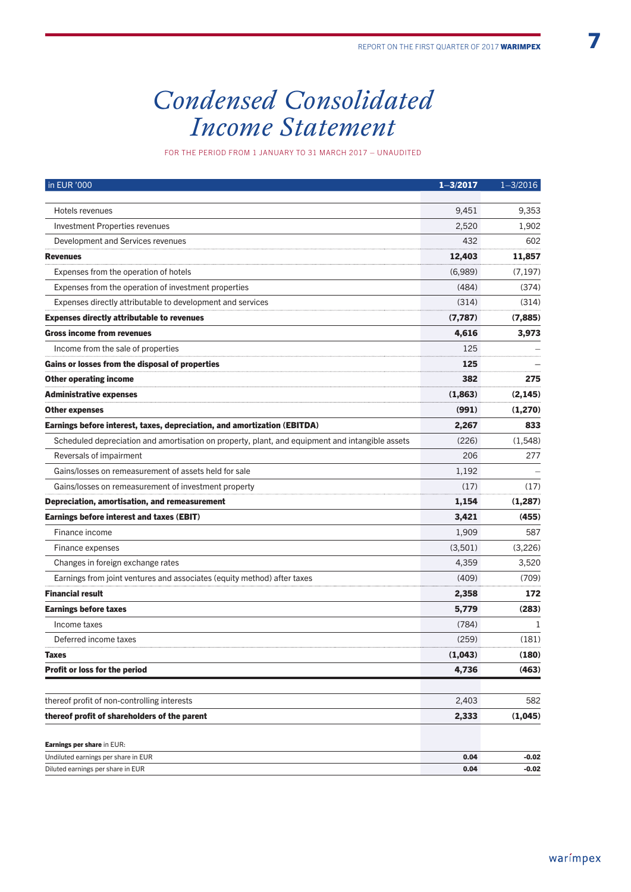# Condensed Consolidated Income Statement

FOR THE PERIOD FROM 1 JANUARY TO 31 MARCH 2017 – UNAUDITED

| in EUR '000 | **1–3/2017** | 1–3/2016 |
|---|---|---|
| Hotels revenues | 9,451 | 9,353 |
| Investment Properties revenues | 2,520 | 1,902 |
| Development and Services revenues | 432 | 602 |
| **Revenues** | **12,403** | **11,857** |
| Expenses from the operation of hotels | (6,989) | (7,197) |
| Expenses from the operation of investment properties | (484) | (374) |
| Expenses directly attributable to development and services | (314) | (314) |
| **Expenses directly attributable to revenues** | **(7,787)** | **(7,885)** |
| **Gross income from revenues** | **4,616** | **3,973** |
| Income from the sale of properties | 125 | – |
| **Gains or losses from the disposal of properties** | **125** | **–** |
| **Other operating income** | **382** | **275** |
| **Administrative expenses** | **(1,863)** | **(2,145)** |
| **Other expenses** | **(991)** | **(1,270)** |
| **Earnings before interest, taxes, depreciation, and amortization (EBITDA)** | **2,267** | **833** |
| Scheduled depreciation and amortisation on property, plant, and equipment and intangible assets | (226) | (1,548) |
| Reversals of impairment | 206 | 277 |
| Gains/losses on remeasurement of assets held for sale | 1,192 | – |
| Gains/losses on remeasurement of investment property | (17) | (17) |
| **Depreciation, amortisation, and remeasurement** | **1,154** | **(1,287)** |
| **Earnings before interest and taxes (EBIT)** | **3,421** | **(455)** |
| Finance income | 1,909 | 587 |
| Finance expenses | (3,501) | (3,226) |
| Changes in foreign exchange rates | 4,359 | 3,520 |
| Earnings from joint ventures and associates (equity method) after taxes | (409) | (709) |
| **Financial result** | **2,358** | **172** |
| **Earnings before taxes** | **5,779** | **(283)** |
| Income taxes | (784) | 1 |
| Deferred income taxes | (259) | (181) |
| **Taxes** | **(1,043)** | **(180)** |
| **Profit or loss for the period** | **4,736** | **(463)** |
| | | |
| thereof profit of non-controlling interests | 2,403 | 582 |
| **thereof profit of shareholders of the parent** | **2,333** | **(1,045)** |
| | | |
| **Earnings per share** in EUR: | | |
| Undiluted earnings per share in EUR | **0.04** | **-0.02** |
| Diluted earnings per share in EUR | **0.04** | **-0.02** |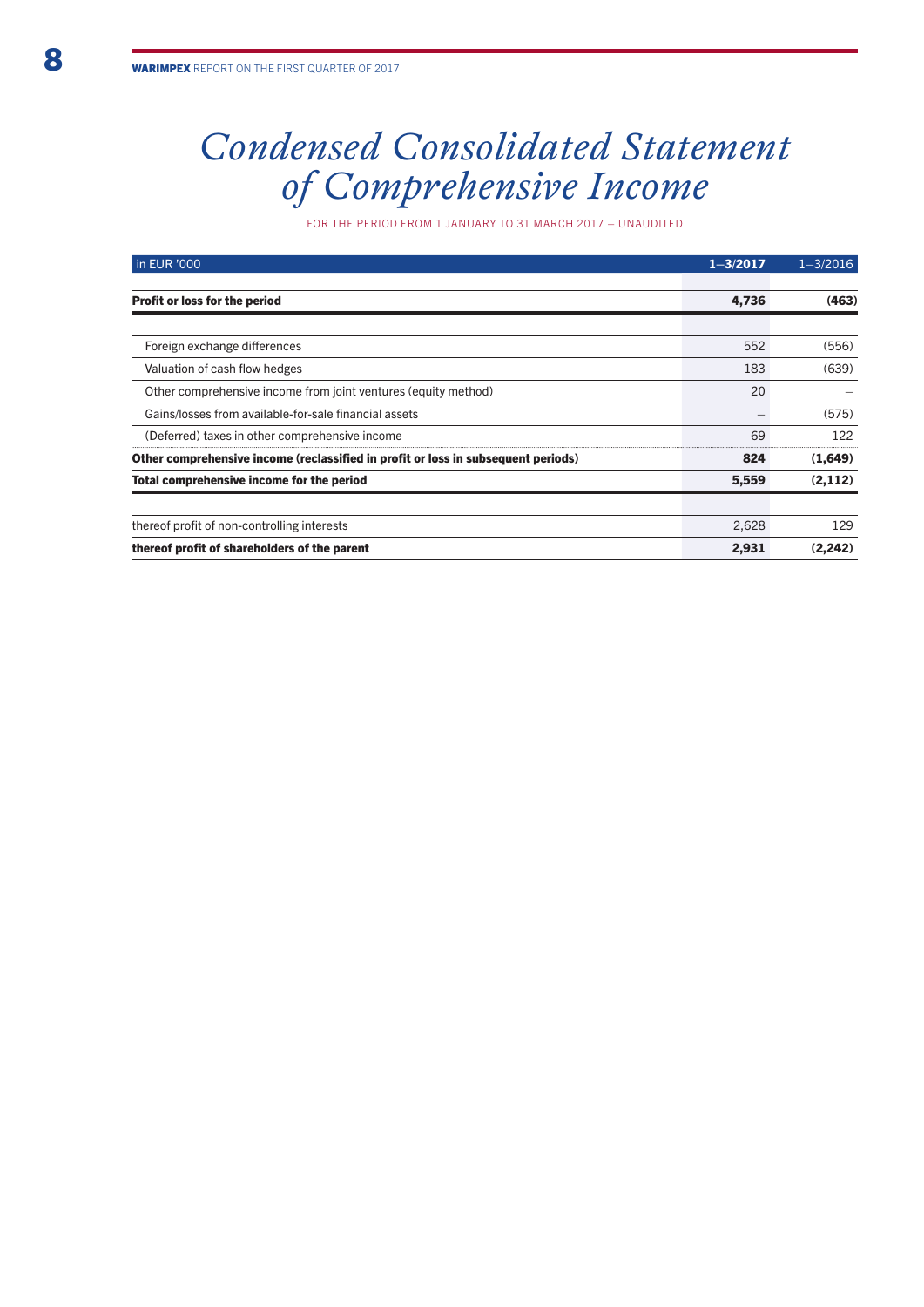# *Condensed Consolidated Statement of Comprehensive Income*

FOR THE PERIOD FROM 1 JANUARY TO 31 MARCH 2017 – UNAUDITED

| in EUR '000 | 1–3/2017 | 1–3/2016 |
|---|---|---|
| **Profit or loss for the period** | **4,736** | **(463)** |
| Foreign exchange differences | 552 | (556) |
| Valuation of cash flow hedges | 183 | (639) |
| Other comprehensive income from joint ventures (equity method) | 20 | – |
| Gains/losses from available-for-sale financial assets | – | (575) |
| (Deferred) taxes in other comprehensive income | 69 | 122 |
| **Other comprehensive income (reclassified in profit or loss in subsequent periods)** | **824** | **(1,649)** |
| **Total comprehensive income for the period** | **5,559** | **(2,112)** |
| thereof profit of non-controlling interests | 2,628 | 129 |
| **thereof profit of shareholders of the parent** | **2,931** | **(2,242)** |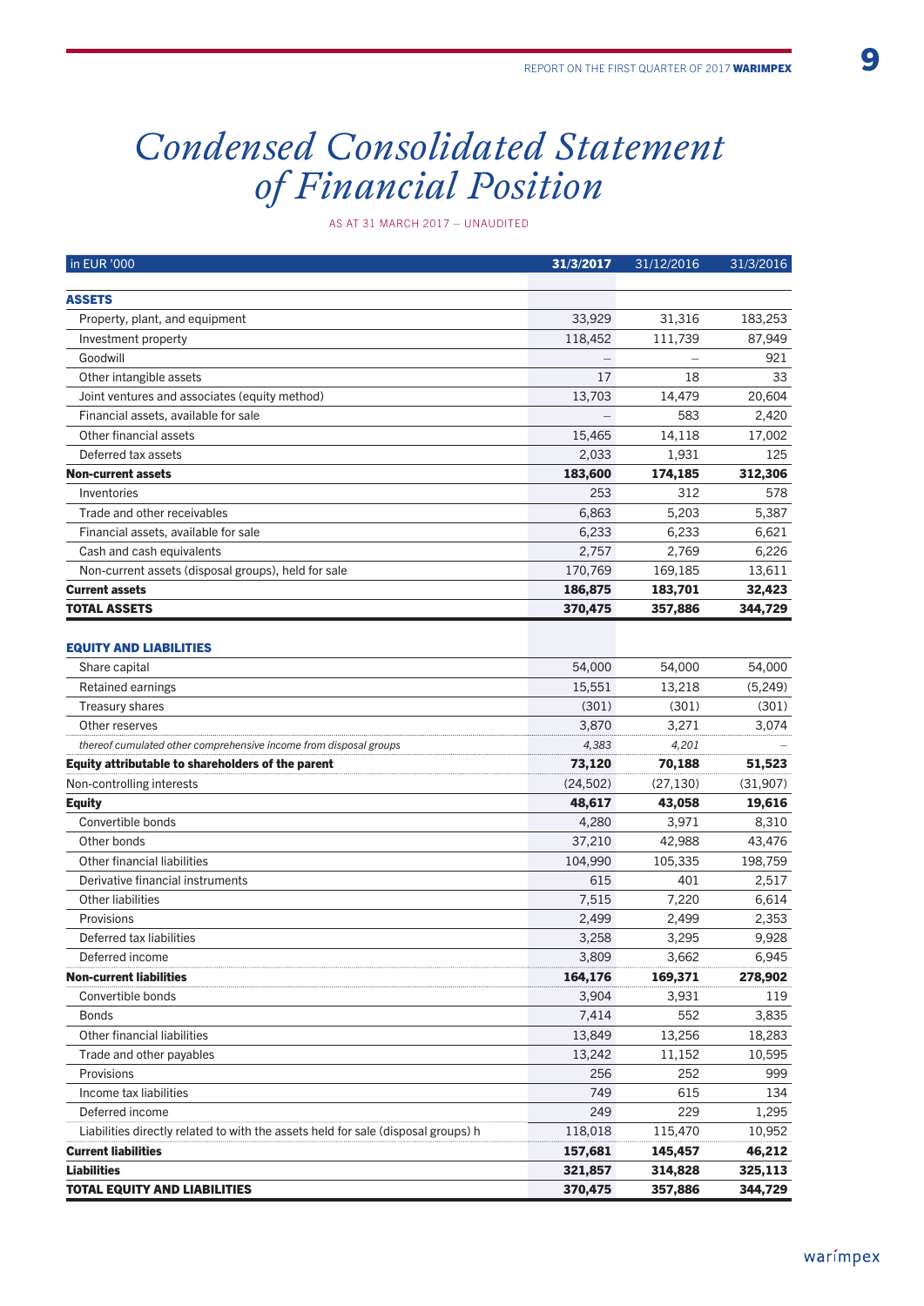# Condensed Consolidated Statement of Financial Position

AS AT 31 MARCH 2017 – UNAUDITED

| in EUR '000 | **31/3/2017** | 31/12/2016 | 31/3/2016 |
|---|---|---|---|
| **ASSETS** | | | |
| Property, plant, and equipment | 33,929 | 31,316 | 183,253 |
| Investment property | 118,452 | 111,739 | 87,949 |
| Goodwill | – | – | 921 |
| Other intangible assets | 17 | 18 | 33 |
| Joint ventures and associates (equity method) | 13,703 | 14,479 | 20,604 |
| Financial assets, available for sale | – | 583 | 2,420 |
| Other financial assets | 15,465 | 14,118 | 17,002 |
| Deferred tax assets | 2,033 | 1,931 | 125 |
| **Non-current assets** | **183,600** | **174,185** | **312,306** |
| Inventories | 253 | 312 | 578 |
| Trade and other receivables | 6,863 | 5,203 | 5,387 |
| Financial assets, available for sale | 6,233 | 6,233 | 6,621 |
| Cash and cash equivalents | 2,757 | 2,769 | 6,226 |
| Non-current assets (disposal groups), held for sale | 170,769 | 169,185 | 13,611 |
| **Current assets** | **186,875** | **183,701** | **32,423** |
| **TOTAL ASSETS** | **370,475** | **357,886** | **344,729** |
| **EQUITY AND LIABILITIES** | | | |
| Share capital | 54,000 | 54,000 | 54,000 |
| Retained earnings | 15,551 | 13,218 | (5,249) |
| Treasury shares | (301) | (301) | (301) |
| Other reserves | 3,870 | 3,271 | 3,074 |
| *thereof cumulated other comprehensive income from disposal groups* | *4,383* | *4,201* | – |
| **Equity attributable to shareholders of the parent** | **73,120** | **70,188** | **51,523** |
| Non-controlling interests | (24,502) | (27,130) | (31,907) |
| **Equity** | **48,617** | **43,058** | **19,616** |
| Convertible bonds | 4,280 | 3,971 | 8,310 |
| Other bonds | 37,210 | 42,988 | 43,476 |
| Other financial liabilities | 104,990 | 105,335 | 198,759 |
| Derivative financial instruments | 615 | 401 | 2,517 |
| Other liabilities | 7,515 | 7,220 | 6,614 |
| Provisions | 2,499 | 2,499 | 2,353 |
| Deferred tax liabilities | 3,258 | 3,295 | 9,928 |
| Deferred income | 3,809 | 3,662 | 6,945 |
| **Non-current liabilities** | **164,176** | **169,371** | **278,902** |
| Convertible bonds | 3,904 | 3,931 | 119 |
| Bonds | 7,414 | 552 | 3,835 |
| Other financial liabilities | 13,849 | 13,256 | 18,283 |
| Trade and other payables | 13,242 | 11,152 | 10,595 |
| Provisions | 256 | 252 | 999 |
| Income tax liabilities | 749 | 615 | 134 |
| Deferred income | 249 | 229 | 1,295 |
| Liabilities directly related to with the assets held for sale (disposal groups) h | 118,018 | 115,470 | 10,952 |
| **Current liabilities** | **157,681** | **145,457** | **46,212** |
| **Liabilities** | **321,857** | **314,828** | **325,113** |
| **TOTAL EQUITY AND LIABILITIES** | **370,475** | **357,886** | **344,729** |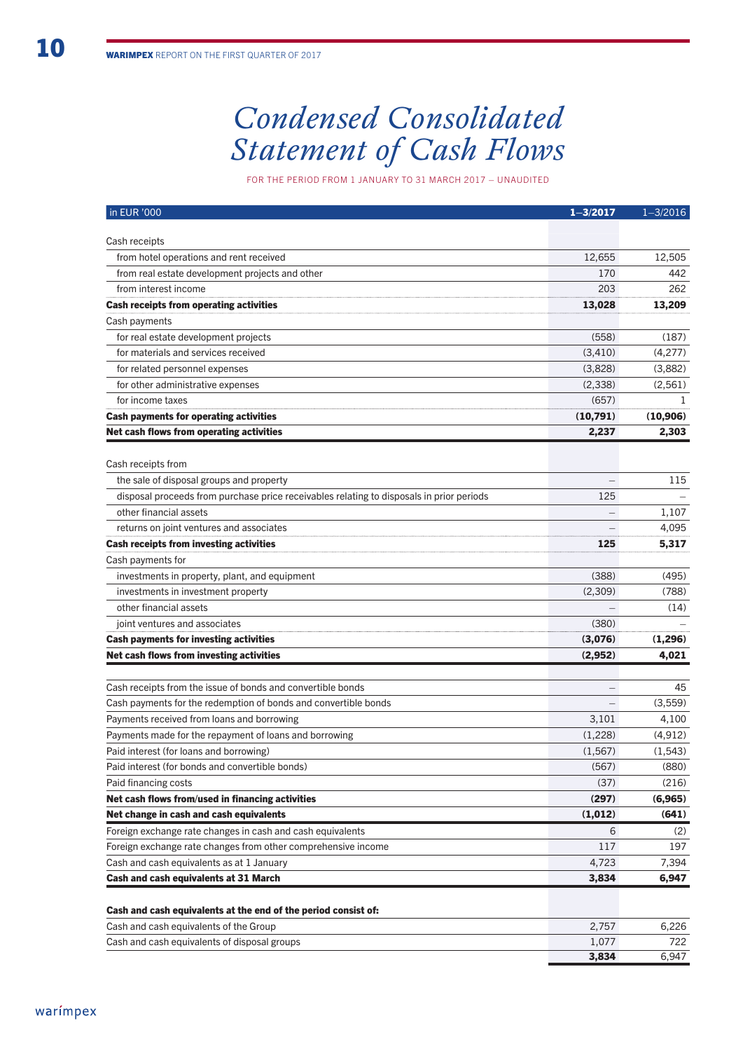# Condensed Consolidated Statement of Cash Flows

FOR THE PERIOD FROM 1 JANUARY TO 31 MARCH 2017 – UNAUDITED

| in EUR '000 | **1–3/2017** | 1–3/2016 |
|---|---|---|
| Cash receipts | | |
| from hotel operations and rent received | 12,655 | 12,505 |
| from real estate development projects and other | 170 | 442 |
| from interest income | 203 | 262 |
| **Cash receipts from operating activities** | **13,028** | **13,209** |
| Cash payments | | |
| for real estate development projects | (558) | (187) |
| for materials and services received | (3,410) | (4,277) |
| for related personnel expenses | (3,828) | (3,882) |
| for other administrative expenses | (2,338) | (2,561) |
| for income taxes | (657) | 1 |
| **Cash payments for operating activities** | **(10,791)** | **(10,906)** |
| **Net cash flows from operating activities** | **2,237** | **2,303** |
| | | |
| Cash receipts from | | |
| the sale of disposal groups and property | – | 115 |
| disposal proceeds from purchase price receivables relating to disposals in prior periods | 125 | – |
| other financial assets | – | 1,107 |
| returns on joint ventures and associates | – | 4,095 |
| **Cash receipts from investing activities** | **125** | **5,317** |
| Cash payments for | | |
| investments in property, plant, and equipment | (388) | (495) |
| investments in investment property | (2,309) | (788) |
| other financial assets | – | (14) |
| joint ventures and associates | (380) | – |
| **Cash payments for investing activities** | **(3,076)** | **(1,296)** |
| **Net cash flows from investing activities** | **(2,952)** | **4,021** |
| | | |
| Cash receipts from the issue of bonds and convertible bonds | – | 45 |
| Cash payments for the redemption of bonds and convertible bonds | – | (3,559) |
| Payments received from loans and borrowing | 3,101 | 4,100 |
| Payments made for the repayment of loans and borrowing | (1,228) | (4,912) |
| Paid interest (for loans and borrowing) | (1,567) | (1,543) |
| Paid interest (for bonds and convertible bonds) | (567) | (880) |
| Paid financing costs | (37) | (216) |
| **Net cash flows from/used in financing activities** | **(297)** | **(6,965)** |
| **Net change in cash and cash equivalents** | **(1,012)** | **(641)** |
| Foreign exchange rate changes in cash and cash equivalents | 6 | (2) |
| Foreign exchange rate changes from other comprehensive income | 117 | 197 |
| Cash and cash equivalents as at 1 January | 4,723 | 7,394 |
| **Cash and cash equivalents at 31 March** | **3,834** | **6,947** |
| | | |
| **Cash and cash equivalents at the end of the period consist of:** | | |
| Cash and cash equivalents of the Group | 2,757 | 6,226 |
| Cash and cash equivalents of disposal groups | 1,077 | 722 |
| | **3,834** | 6,947 |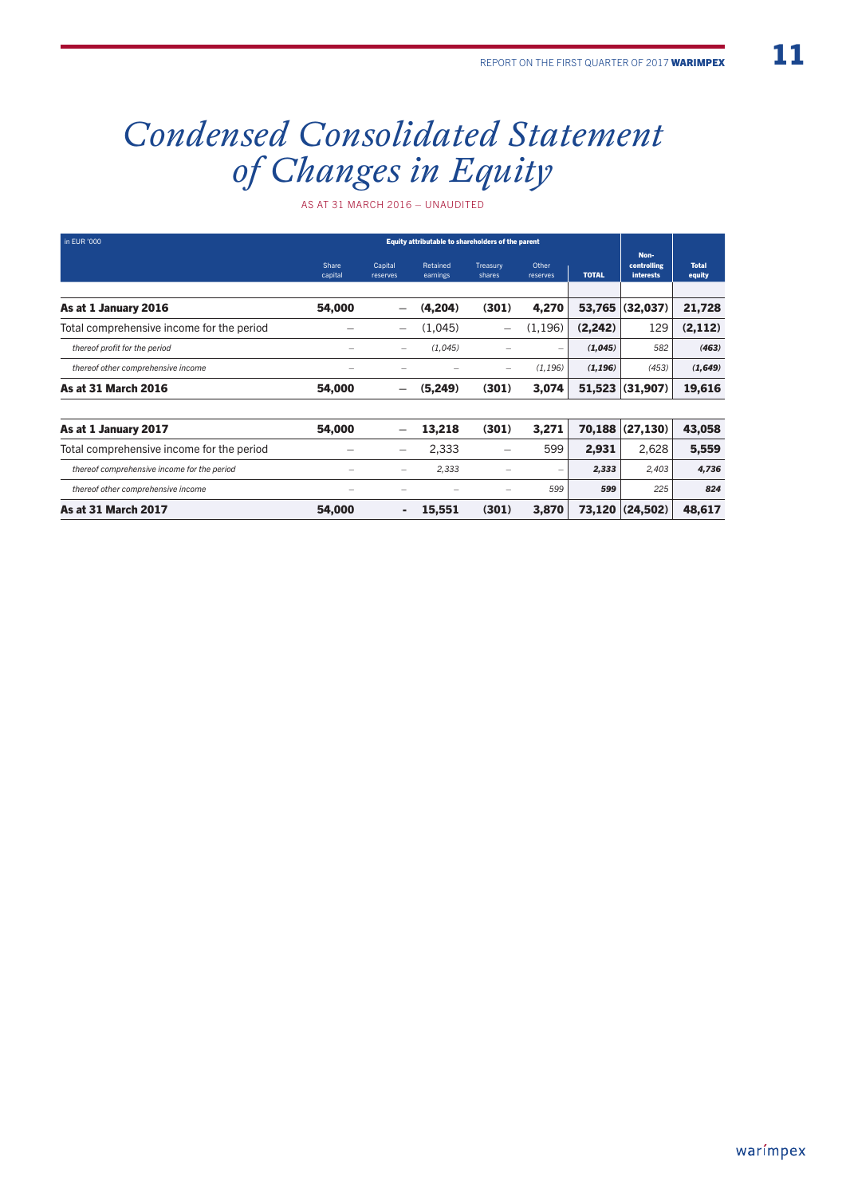# Condensed Consolidated Statement of Changes in Equity

AS AT 31 MARCH 2016 – UNAUDITED

| in EUR '000 | Equity attributable to shareholders of the parent | | | | | | Non-controlling interests | Total equity |
|---|---|---|---|---|---|---|---|---|
| | Share capital | Capital reserves | Retained earnings | Treasury shares | Other reserves | TOTAL | | |
| **As at 1 January 2016** | **54,000** | **–** | **(4,204)** | **(301)** | **4,270** | **53,765** | **(32,037)** | **21,728** |
| Total comprehensive income for the period | – | – | (1,045) | – | (1,196) | **(2,242)** | 129 | **(2,112)** |
| *thereof profit for the period* | *–* | *–* | *(1,045)* | *–* | *–* | ***(1,045)*** | *582* | ***(463)*** |
| *thereof other comprehensive income* | *–* | *–* | *–* | *–* | *(1,196)* | ***(1,196)*** | *(453)* | ***(1,649)*** |
| **As at 31 March 2016** | **54,000** | **–** | **(5,249)** | **(301)** | **3,074** | **51,523** | **(31,907)** | **19,616** |
| | | | | | | | | |
| **As at 1 January 2017** | **54,000** | **–** | **13,218** | **(301)** | **3,271** | **70,188** | **(27,130)** | **43,058** |
| Total comprehensive income for the period | – | – | 2,333 | – | 599 | **2,931** | 2,628 | **5,559** |
| *thereof comprehensive income for the period* | *–* | *–* | *2,333* | *–* | *–* | ***2,333*** | *2,403* | ***4,736*** |
| *thereof other comprehensive income* | *–* | *–* | *–* | *–* | *599* | ***599*** | *225* | ***824*** |
| **As at 31 March 2017** | **54,000** | **-** | **15,551** | **(301)** | **3,870** | **73,120** | **(24,502)** | **48,617** |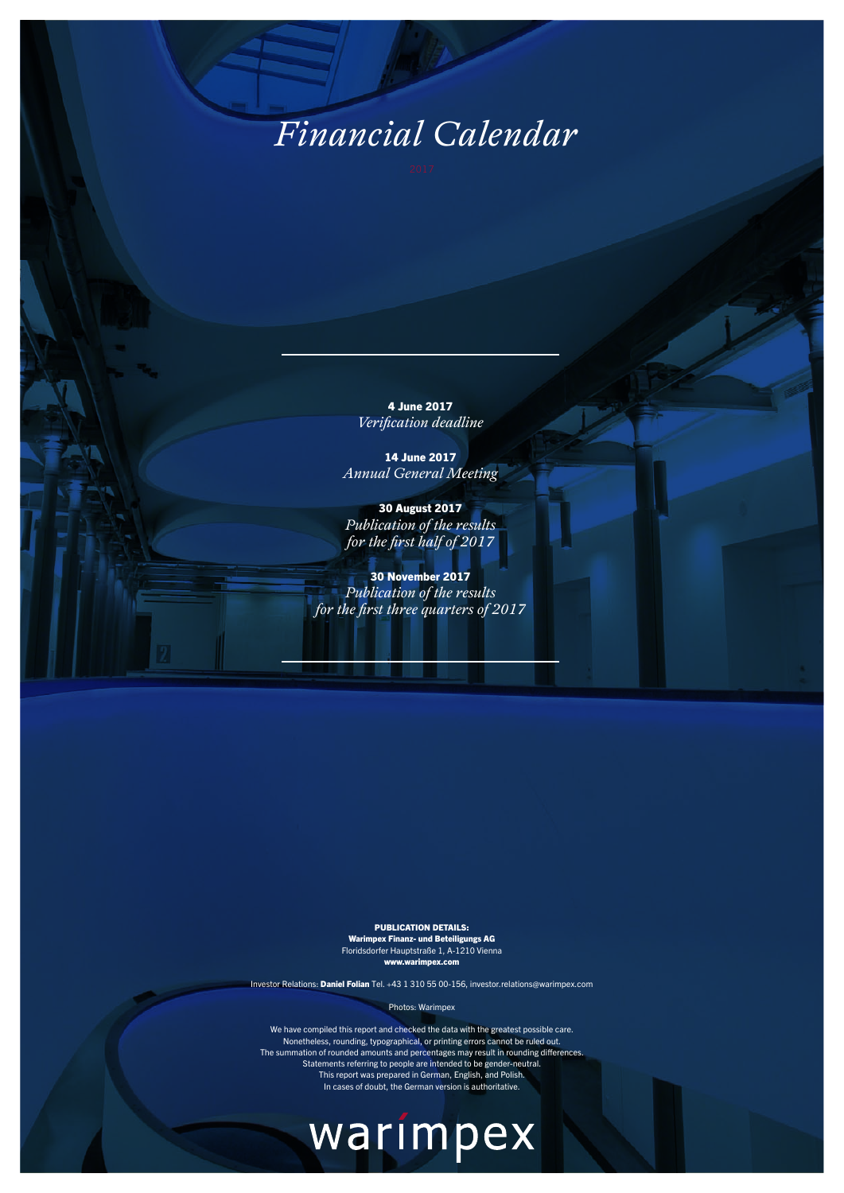# *Financial Calendar*

2017

**4 June 2017**
*Verification deadline*

**14 June 2017**
*Annual General Meeting*

**30 August 2017**
*Publication of the results for the first half of 2017*

**30 November 2017**
*Publication of the results for the first three quarters of 2017*

**PUBLICATION DETAILS:**
**Warimpex Finanz- und Beteiligungs AG**
Floridsdorfer Hauptstraße 1, A-1210 Vienna
**www.warimpex.com**

Investor Relations: **Daniel Folian** Tel. +43 1 310 55 00-156, investor.relations@warimpex.com

Photos: Warimpex

We have compiled this report and checked the data with the greatest possible care.
Nonetheless, rounding, typographical, or printing errors cannot be ruled out.
The summation of rounded amounts and percentages may result in rounding differences.
Statements referring to people are intended to be gender-neutral.
This report was prepared in German, English, and Polish.
In cases of doubt, the German version is authoritative.

warimpex